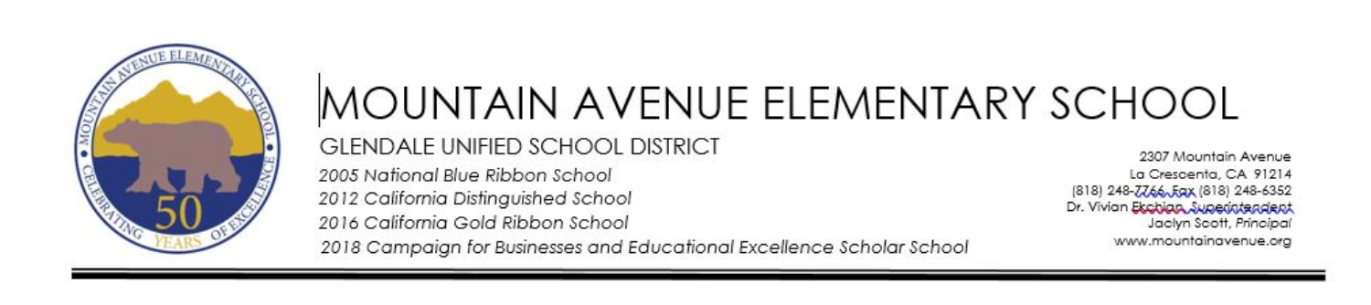# MOUNTAIN AVENUE ELEMENTARY SCHOOL

GLENDALE UNIFIED SCHOOL DISTRICT

*2005 National Blue Ribbon School*
*2012 California Distinguished School*
*2016 California Gold Ribbon School*
*2018 Campaign for Businesses and Educational Excellence Scholar School*

2307 Mountain Avenue
La Crescenta, CA 91214
(818) 248-7766, Fax (818) 248-6352
Dr. Vivian Ekchian, Superintendent
Jaclyn Scott, *Principal*
www.mountainavenue.org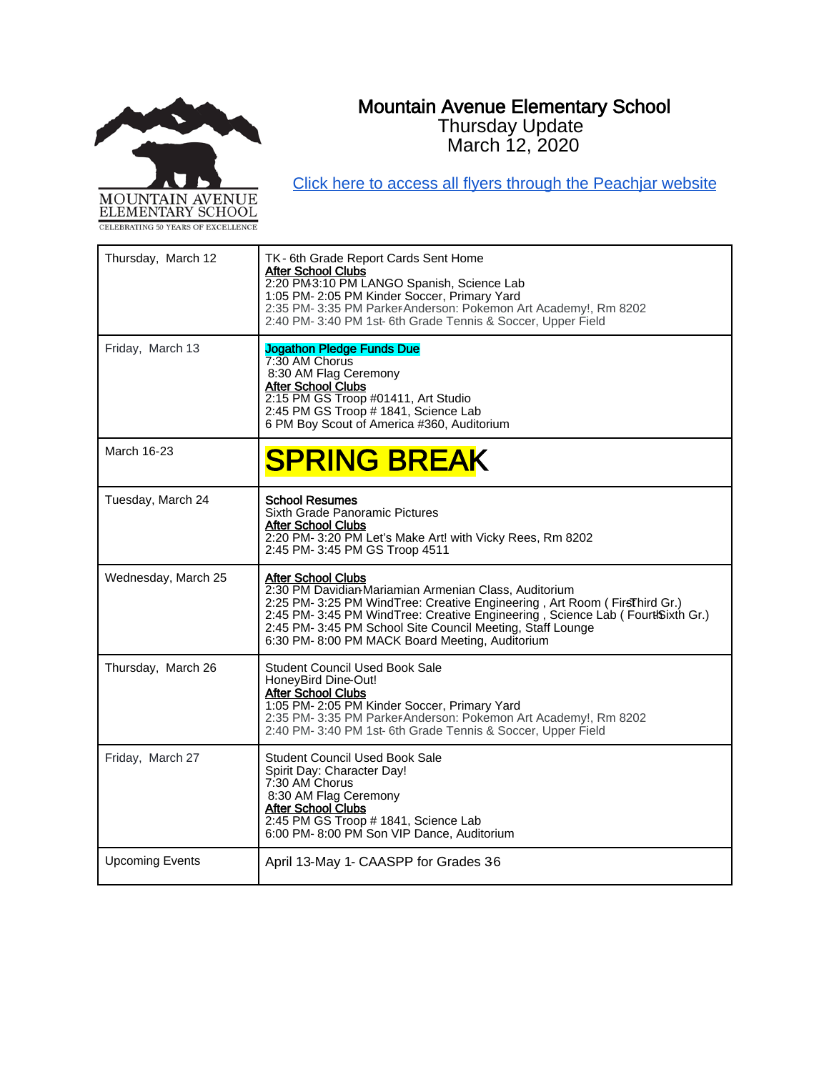MOUNTAIN AVENUE ELEMENTARY SCHOOL
CELEBRATING 50 YEARS OF EXCELLENCE

# Mountain Avenue Elementary School

Thursday Update
March 12, 2020

Click here to access all flyers through the Peachjar website

| | |
|---|---|
| Thursday, March 12 | TK - 6th Grade Report Cards Sent Home<br>**After School Clubs**<br>2:20 PM-3:10 PM LANGO Spanish, Science Lab<br>1:05 PM- 2:05 PM Kinder Soccer, Primary Yard<br>2:35 PM- 3:35 PM Parker-Anderson: Pokemon Art Academy!, Rm 8202<br>2:40 PM- 3:40 PM 1st- 6th Grade Tennis & Soccer, Upper Field |
| Friday, March 13 | **Jogathon Pledge Funds Due**<br>7:30 AM Chorus<br>8:30 AM Flag Ceremony<br>**After School Clubs**<br>2:15 PM GS Troop #01411, Art Studio<br>2:45 PM GS Troop # 1841, Science Lab<br>6 PM Boy Scout of America #360, Auditorium |
| March 16-23 | **SPRING BREAK** |
| Tuesday, March 24 | **School Resumes**<br>Sixth Grade Panoramic Pictures<br>**After School Clubs**<br>2:20 PM- 3:20 PM Let's Make Art! with Vicky Rees, Rm 8202<br>2:45 PM- 3:45 PM GS Troop 4511 |
| Wednesday, March 25 | **After School Clubs**<br>2:30 PM Davidian-Mariamian Armenian Class, Auditorium<br>2:25 PM- 3:25 PM WindTree: Creative Engineering , Art Room ( First-Third Gr.)<br>2:45 PM- 3:45 PM WindTree: Creative Engineering , Science Lab ( Fourth-Sixth Gr.)<br>2:45 PM- 3:45 PM School Site Council Meeting, Staff Lounge<br>6:30 PM- 8:00 PM MACK Board Meeting, Auditorium |
| Thursday, March 26 | Student Council Used Book Sale<br>HoneyBird Dine-Out!<br>**After School Clubs**<br>1:05 PM- 2:05 PM Kinder Soccer, Primary Yard<br>2:35 PM- 3:35 PM Parker-Anderson: Pokemon Art Academy!, Rm 8202<br>2:40 PM- 3:40 PM 1st- 6th Grade Tennis & Soccer, Upper Field |
| Friday, March 27 | Student Council Used Book Sale<br>Spirit Day: Character Day!<br>7:30 AM Chorus<br>8:30 AM Flag Ceremony<br>**After School Clubs**<br>2:45 PM GS Troop # 1841, Science Lab<br>6:00 PM- 8:00 PM Son VIP Dance, Auditorium |
| Upcoming Events | April 13-May 1- CAASPP for Grades 3-6 |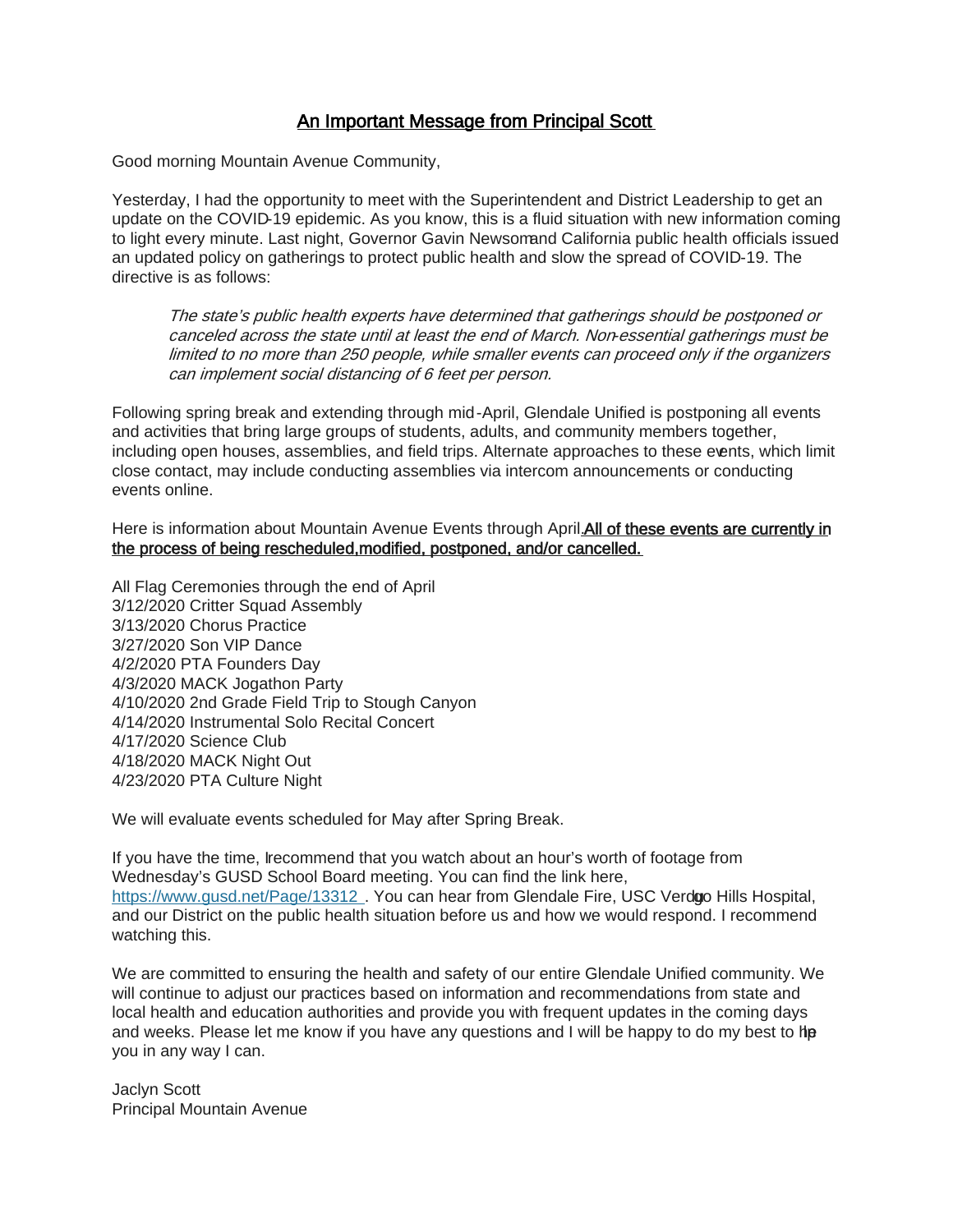## <u>An Important Message from Principal Scott</u>

Good morning Mountain Avenue Community,

Yesterday, I had the opportunity to meet with the Superintendent and District Leadership to get an update on the COVID-19 epidemic. As you know, this is a fluid situation with new information coming to light every minute. Last night, Governor Gavin Newsom and California public health officials issued an updated policy on gatherings to protect public health and slow the spread of COVID-19. The directive is as follows:

> *The state's public health experts have determined that gatherings should be postponed or canceled across the state until at least the end of March. Non-essential gatherings must be limited to no more than 250 people, while smaller events can proceed only if the organizers can implement social distancing of 6 feet per person.*

Following spring break and extending through mid-April, Glendale Unified is postponing all events and activities that bring large groups of students, adults, and community members together, including open houses, assemblies, and field trips. Alternate approaches to these events, which limit close contact, may include conducting assemblies via intercom announcements or conducting events online.

Here is information about Mountain Avenue Events through April. <u>All of these events are currently in the process of being rescheduled, modified, postponed, and/or cancelled.</u>

All Flag Ceremonies through the end of April
3/12/2020 Critter Squad Assembly
3/13/2020 Chorus Practice
3/27/2020 Son VIP Dance
4/2/2020 PTA Founders Day
4/3/2020 MACK Jogathon Party
4/10/2020 2nd Grade Field Trip to Stough Canyon
4/14/2020 Instrumental Solo Recital Concert
4/17/2020 Science Club
4/18/2020 MACK Night Out
4/23/2020 PTA Culture Night

We will evaluate events scheduled for May after Spring Break.

If you have the time, I recommend that you watch about an hour's worth of footage from Wednesday's GUSD School Board meeting. You can find the link here, https://www.gusd.net/Page/13312 . You can hear from Glendale Fire, USC Verdugo Hills Hospital, and our District on the public health situation before us and how we would respond. I recommend watching this.

We are committed to ensuring the health and safety of our entire Glendale Unified community. We will continue to adjust our practices based on information and recommendations from state and local health and education authorities and provide you with frequent updates in the coming days and weeks. Please let me know if you have any questions and I will be happy to do my best to help you in any way I can.

Jaclyn Scott
Principal Mountain Avenue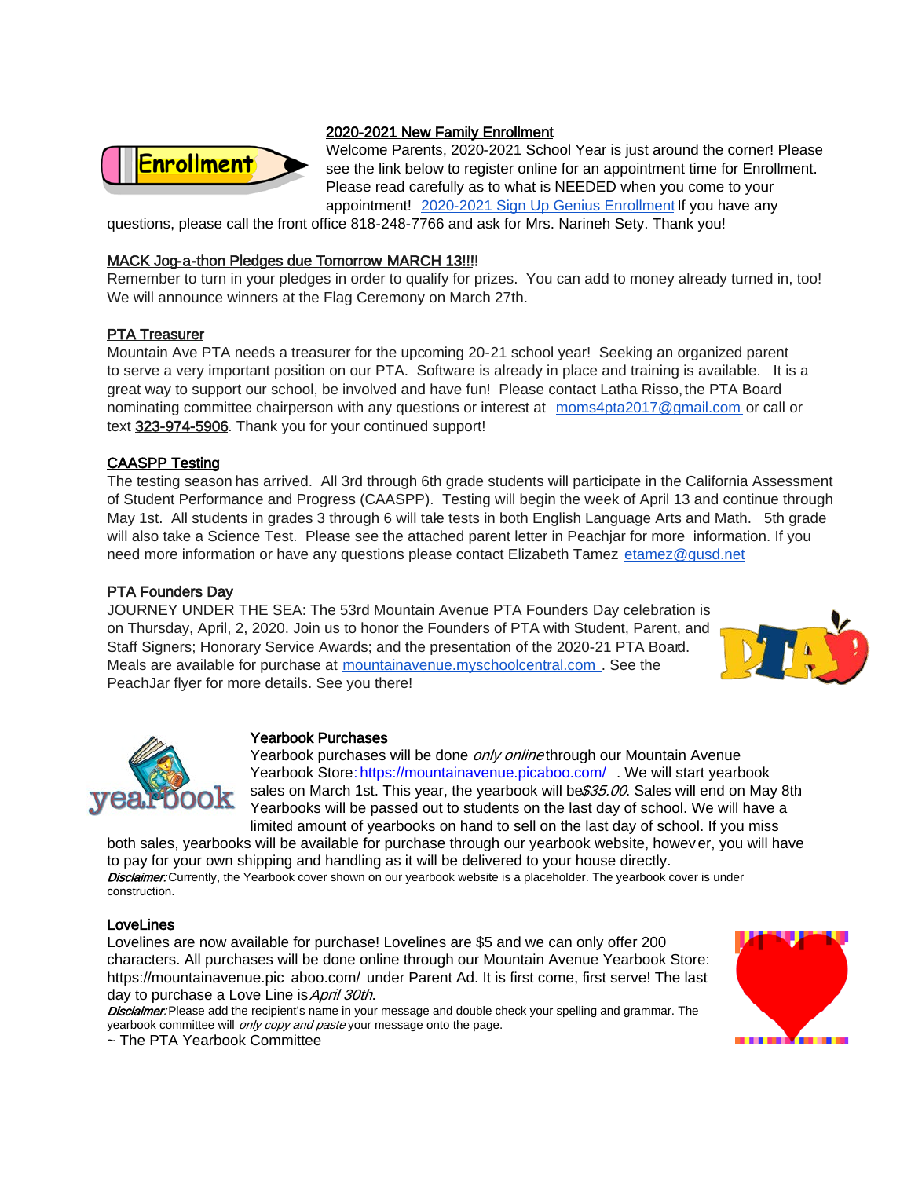## 2020-2021 New Family Enrollment

Welcome Parents, 2020-2021 School Year is just around the corner! Please see the link below to register online for an appointment time for Enrollment. Please read carefully as to what is NEEDED when you come to your appointment! 2020-2021 Sign Up Genius Enrollment If you have any questions, please call the front office 818-248-7766 and ask for Mrs. Narineh Sety. Thank you!

## MACK Jog-a-thon Pledges due Tomorrow MARCH 13!!!!

Remember to turn in your pledges in order to qualify for prizes. You can add to money already turned in, too! We will announce winners at the Flag Ceremony on March 27th.

## PTA Treasurer

Mountain Ave PTA needs a treasurer for the upcoming 20-21 school year! Seeking an organized parent to serve a very important position on our PTA. Software is already in place and training is available. It is a great way to support our school, be involved and have fun! Please contact Latha Risso, the PTA Board nominating committee chairperson with any questions or interest at moms4pta2017@gmail.com or call or text 323-974-5906. Thank you for your continued support!

## CAASPP Testing

The testing season has arrived. All 3rd through 6th grade students will participate in the California Assessment of Student Performance and Progress (CAASPP). Testing will begin the week of April 13 and continue through May 1st. All students in grades 3 through 6 will take tests in both English Language Arts and Math. 5th grade will also take a Science Test. Please see the attached parent letter in Peachjar for more information. If you need more information or have any questions please contact Elizabeth Tamez etamez@gusd.net

## PTA Founders Day

JOURNEY UNDER THE SEA: The 53rd Mountain Avenue PTA Founders Day celebration is on Thursday, April, 2, 2020. Join us to honor the Founders of PTA with Student, Parent, and Staff Signers; Honorary Service Awards; and the presentation of the 2020-21 PTA Board. Meals are available for purchase at mountainavenue.myschoolcentral.com . See the PeachJar flyer for more details. See you there!

## Yearbook Purchases

Yearbook purchases will be done *only online* through our Mountain Avenue Yearbook Store: https://mountainavenue.picaboo.com/ . We will start yearbook sales on March 1st. This year, the yearbook will be *$35.00*. Sales will end on May 8th. Yearbooks will be passed out to students on the last day of school. We will have a limited amount of yearbooks on hand to sell on the last day of school. If you miss both sales, yearbooks will be available for purchase through our yearbook website, however, you will have to pay for your own shipping and handling as it will be delivered to your house directly.

***Disclaimer:*** Currently, the Yearbook cover shown on our yearbook website is a placeholder. The yearbook cover is under construction.

## LoveLines

Lovelines are now available for purchase! Lovelines are $5 and we can only offer 200 characters. All purchases will be done online through our Mountain Avenue Yearbook Store: https://mountainavenue.picaboo.com/ under Parent Ad. It is first come, first serve! The last day to purchase a Love Line is *April 30th*.

***Disclaimer:*** Please add the recipient's name in your message and double check your spelling and grammar. The yearbook committee will *only copy and paste* your message onto the page.

~ The PTA Yearbook Committee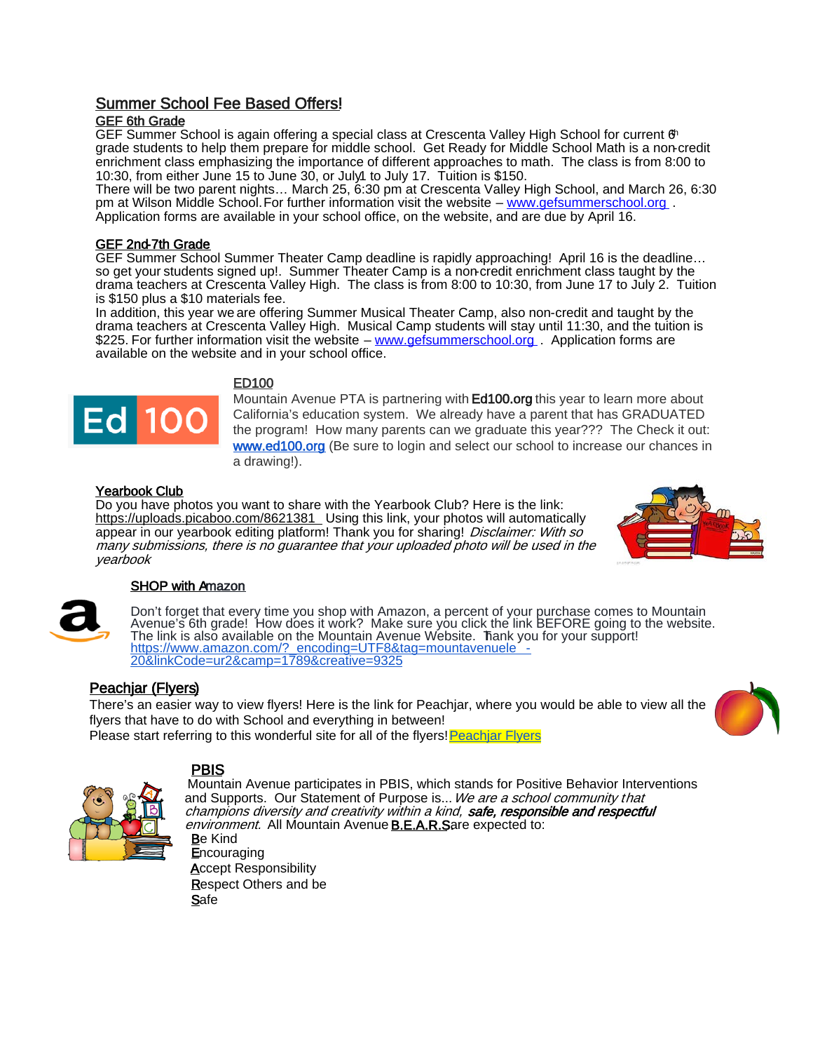## Summer School Fee Based Offers!

### GEF 6th Grade

GEF Summer School is again offering a special class at Crescenta Valley High School for current 6th grade students to help them prepare for middle school. Get Ready for Middle School Math is a non-credit enrichment class emphasizing the importance of different approaches to math. The class is from 8:00 to 10:30, from either June 15 to June 30, or July 1 to July 17. Tuition is $150.

There will be two parent nights… March 25, 6:30 pm at Crescenta Valley High School, and March 26, 6:30 pm at Wilson Middle School. For further information visit the website – www.gefsummerschool.org . Application forms are available in your school office, on the website, and are due by April 16.

### GEF 2nd-7th Grade

GEF Summer School Summer Theater Camp deadline is rapidly approaching! April 16 is the deadline… so get your students signed up!. Summer Theater Camp is a non-credit enrichment class taught by the drama teachers at Crescenta Valley High. The class is from 8:00 to 10:30, from June 17 to July 2. Tuition is $150 plus a $10 materials fee.

In addition, this year we are offering Summer Musical Theater Camp, also non-credit and taught by the drama teachers at Crescenta Valley High. Musical Camp students will stay until 11:30, and the tuition is $225. For further information visit the website – www.gefsummerschool.org . Application forms are available on the website and in your school office.

### ED100

Mountain Avenue PTA is partnering with **Ed100.org** this year to learn more about California's education system. We already have a parent that has GRADUATED the program! How many parents can we graduate this year??? The Check it out: **www.ed100.org** (Be sure to login and select our school to increase our chances in a drawing!).

### Yearbook Club

Do you have photos you want to share with the Yearbook Club? Here is the link: https://uploads.picaboo.com/8621381 Using this link, your photos will automatically appear in our yearbook editing platform! Thank you for sharing! *Disclaimer: With so many submissions, there is no guarantee that your uploaded photo will be used in the yearbook*

### SHOP with Amazon

Don't forget that every time you shop with Amazon, a percent of your purchase comes to Mountain Avenue's 6th grade! How does it work? Make sure you click the link BEFORE going to the website. The link is also available on the Mountain Avenue Website. Thank you for your support!
https://www.amazon.com/?_encoding=UTF8&tag=mountavenuele -20&linkCode=ur2&camp=1789&creative=9325

### Peachjar (Flyers)

There's an easier way to view flyers! Here is the link for Peachjar, where you would be able to view all the flyers that have to do with School and everything in between!
Please start referring to this wonderful site for all of the flyers! Peachjar Flyers

### PBIS

Mountain Avenue participates in PBIS, which stands for Positive Behavior Interventions and Supports. Our Statement of Purpose is... *We are a school community that champions diversity and creativity within a kind, **safe, responsible and respectful** environment.* All Mountain Avenue **B.E.A.R.S** are expected to:

**B**e Kind
**E**ncouraging
**A**ccept Responsibility
**R**espect Others and be
**S**afe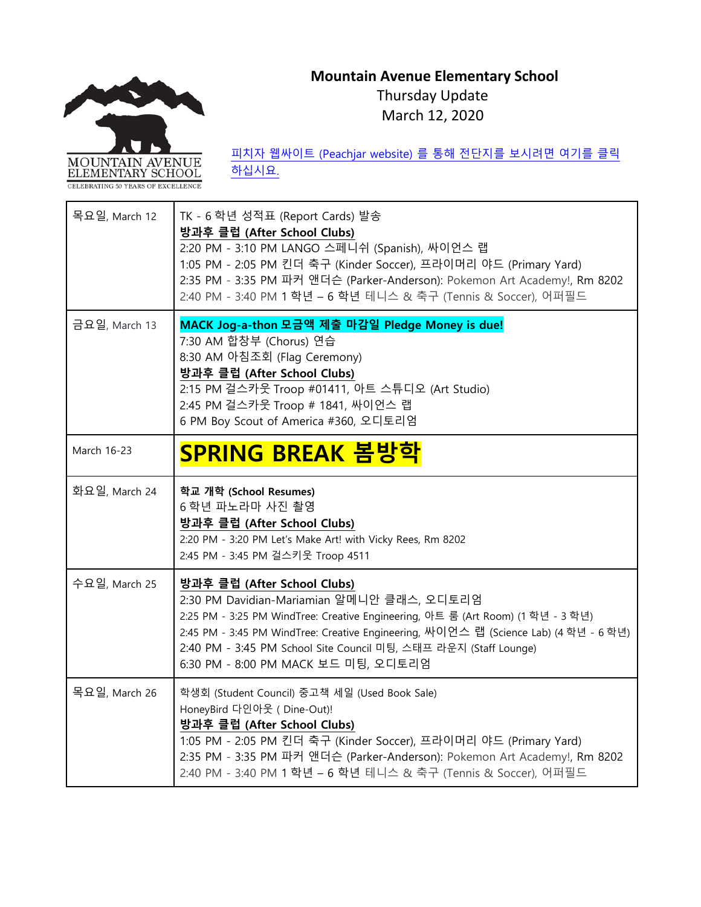# Mountain Avenue Elementary School

Thursday Update

March 12, 2020

피치자 웹싸이트 (Peachjar website) 를 통해 전단지를 보시려면 여기를 클릭 하십시요.

| | |
|---|---|
| 목요일, March 12 | TK - 6 학년 성적표 (Report Cards) 발송<br>**방과후 클럽 (After School Clubs)**<br>2:20 PM - 3:10 PM LANGO 스페니쉬 (Spanish), 싸이언스 랩<br>1:05 PM - 2:05 PM 킨더 축구 (Kinder Soccer), 프라이머리 야드 (Primary Yard)<br>2:35 PM - 3:35 PM 파커 앤더슨 (Parker-Anderson): Pokemon Art Academy!, Rm 8202<br>2:40 PM - 3:40 PM 1 학년 – 6 학년 테니스 & 축구 (Tennis & Soccer), 어퍼필드 |
| 금요일, March 13 | **MACK Jog-a-thon 모금액 제출 마감일 Pledge Money is due!**<br>7:30 AM 합창부 (Chorus) 연습<br>8:30 AM 아침조회 (Flag Ceremony)<br>**방과후 클럽 (After School Clubs)**<br>2:15 PM 걸스카웃 Troop #01411, 아트 스튜디오 (Art Studio)<br>2:45 PM 걸스카웃 Troop # 1841, 싸이언스 랩<br>6 PM Boy Scout of America #360, 오디토리엄 |
| March 16-23 | **SPRING BREAK 봄방학** |
| 화요일, March 24 | **학교 개학 (School Resumes)**<br>6 학년 파노라마 사진 촬영<br>**방과후 클럽 (After School Clubs)**<br>2:20 PM - 3:20 PM Let's Make Art! with Vicky Rees, Rm 8202<br>2:45 PM - 3:45 PM 걸스키웃 Troop 4511 |
| 수요일, March 25 | **방과후 클럽 (After School Clubs)**<br>2:30 PM Davidian-Mariamian 알메니안 클래스, 오디토리엄<br>2:25 PM - 3:25 PM WindTree: Creative Engineering, 아트 룸 (Art Room) (1 학년 - 3 학년)<br>2:45 PM - 3:45 PM WindTree: Creative Engineering, 싸이언스 랩 (Science Lab) (4 학년 - 6 학년)<br>2:40 PM - 3:45 PM School Site Council 미팅, 스태프 라운지 (Staff Lounge)<br>6:30 PM - 8:00 PM MACK 보드 미팅, 오디토리엄 |
| 목요일, March 26 | 학생회 (Student Council) 중고책 세일 (Used Book Sale)<br>HoneyBird 다인아웃 ( Dine-Out)!<br>**방과후 클럽 (After School Clubs)**<br>1:05 PM - 2:05 PM 킨더 축구 (Kinder Soccer), 프라이머리 야드 (Primary Yard)<br>2:35 PM - 3:35 PM 파커 앤더슨 (Parker-Anderson): Pokemon Art Academy!, Rm 8202<br>2:40 PM - 3:40 PM 1 학년 – 6 학년 테니스 & 축구 (Tennis & Soccer), 어퍼필드 |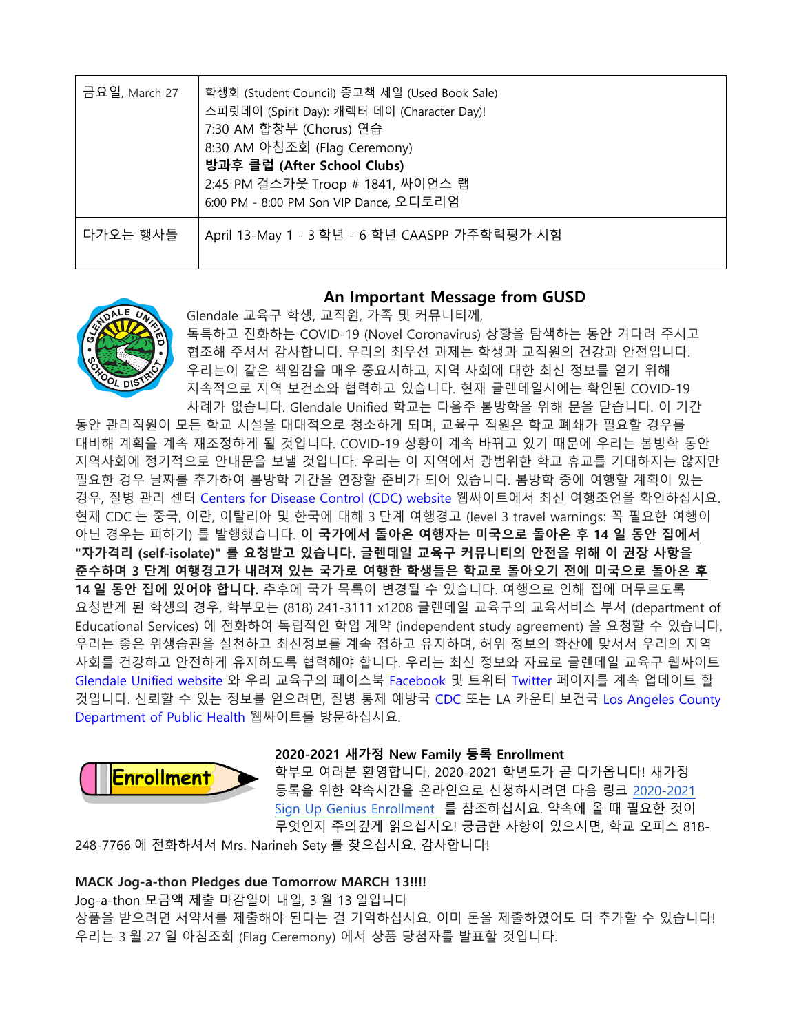| 금요일, March 27 | 학생회 (Student Council) 중고책 세일 (Used Book Sale)<br>스피릿데이 (Spirit Day): 캐렉터 데이 (Character Day)!<br>7:30 AM 합창부 (Chorus) 연습<br>8:30 AM 아침조회 (Flag Ceremony)<br>**방과후 클럽 (After School Clubs)**<br>2:45 PM 걸스카웃 Troop # 1841, 싸이언스 랩<br>6:00 PM - 8:00 PM Son VIP Dance, 오디토리엄 |
|---|---|
| 다가오는 행사들 | April 13-May 1 - 3 학년 - 6 학년 CAASPP 가주학력평가 시험 |

## An Important Message from GUSD

Glendale 교육구 학생, 교직원, 가족 및 커뮤니티께,

독특하고 진화하는 COVID-19 (Novel Coronavirus) 상황을 탐색하는 동안 기다려 주시고 협조해 주셔서 감사합니다. 우리의 최우선 과제는 학생과 교직원의 건강과 안전입니다. 우리는이 같은 책임감을 매우 중요시하고, 지역 사회에 대한 최신 정보를 얻기 위해 지속적으로 지역 보건소와 협력하고 있습니다. 현재 글렌데일시에는 확인된 COVID-19 사례가 없습니다. Glendale Unified 학교는 다음주 봄방학을 위해 문을 닫습니다. 이 기간 동안 관리직원이 모든 학교 시설을 대대적으로 청소하게 되며, 교육구 직원은 학교 폐쇄가 필요할 경우를 대비해 계획을 계속 재조정하게 될 것입니다. COVID-19 상황이 계속 바뀌고 있기 때문에 우리는 봄방학 동안 지역사회에 정기적으로 안내문을 보낼 것입니다. 우리는 이 지역에서 광범위한 학교 휴교를 기대하지는 않지만 필요한 경우 날짜를 추가하여 봄방학 기간을 연장할 준비가 되어 있습니다. 봄방학 중에 여행할 계획이 있는 경우, 질병 관리 센터 Centers for Disease Control (CDC) website 웹싸이트에서 최신 여행조언을 확인하십시요. 현재 CDC 는 중국, 이란, 이탈리아 및 한국에 대해 3 단계 여행경고 (level 3 travel warnings: 꼭 필요한 여행이 아닌 경우는 피하기) 를 발행했습니다. **이 국가에서 돌아온 여행자는 미국으로 돌아온 후 14 일 동안 집에서 "자가격리 (self-isolate)" 를 요청받고 있습니다. 글렌데일 교육구 커뮤니티의 안전을 위해 이 권장 사항을 준수하며 3 단계 여행경고가 내려져 있는 국가로 여행한 학생들은 학교로 돌아오기 전에 미국으로 돌아온 후 14 일 동안 집에 있어야 합니다.** 추후에 국가 목록이 변경될 수 있습니다. 여행으로 인해 집에 머무르도록 요청받게 된 학생의 경우, 학부모는 (818) 241-3111 x1208 글렌데일 교육구의 교육서비스 부서 (department of Educational Services) 에 전화하여 독립적인 학업 계약 (independent study agreement) 을 요청할 수 있습니다. 우리는 좋은 위생습관을 실천하고 최신정보를 계속 접하고 유지하며, 허위 정보의 확산에 맞서서 우리의 지역 사회를 건강하고 안전하게 유지하도록 협력해야 합니다. 우리는 최신 정보와 자료로 글렌데일 교육구 웹싸이트 Glendale Unified website 와 우리 교육구의 페이스북 Facebook 및 트위터 Twitter 페이지를 계속 업데이트 할 것입니다. 신뢰할 수 있는 정보를 얻으려면, 질병 통제 예방국 CDC 또는 LA 카운티 보건국 Los Angeles County Department of Public Health 웹싸이트를 방문하십시요.

## 2020-2021 새가정 New Family 등록 Enrollment

학부모 여러분 환영합니다, 2020-2021 학년도가 곧 다가옵니다! 새가정 등록을 위한 약속시간을 온라인으로 신청하시려면 다음 링크 2020-2021 Sign Up Genius Enrollment 를 참조하십시요. 약속에 올 때 필요한 것이 무엇인지 주의깊게 읽으십시요! 궁금한 사항이 있으시면, 학교 오피스 818-248-7766 에 전화하셔서 Mrs. Narineh Sety 를 찾으십시요. 감사합니다!

## MACK Jog-a-thon Pledges due Tomorrow MARCH 13!!!!

Jog-a-thon 모금액 제출 마감일이 내일, 3 월 13 일입니다

상품을 받으려면 서약서를 제출해야 된다는 걸 기억하십시요. 이미 돈을 제출하였어도 더 추가할 수 있습니다! 우리는 3 월 27 일 아침조회 (Flag Ceremony) 에서 상품 당첨자를 발표할 것입니다.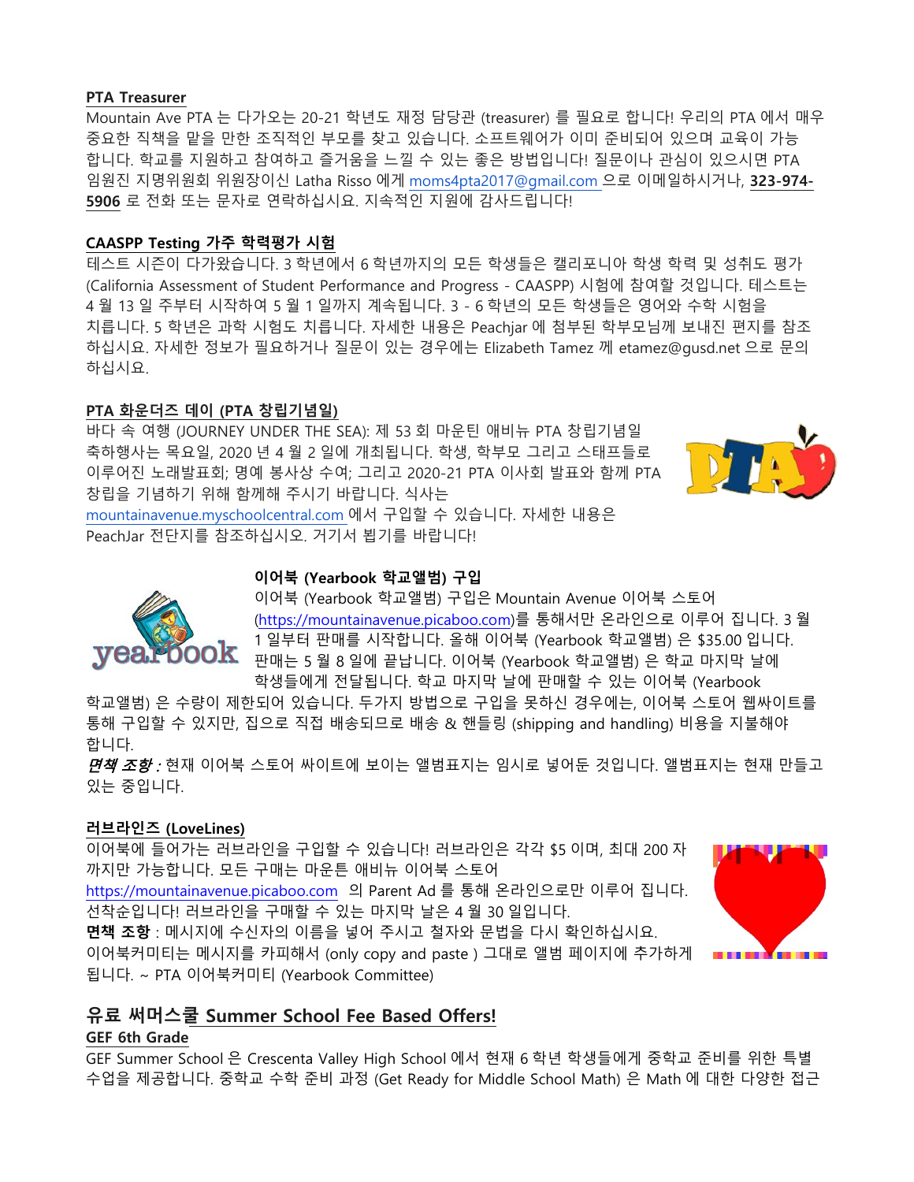**PTA Treasurer**

Mountain Ave PTA 는 다가오는 20-21 학년도 재정 담당관 (treasurer) 를 필요로 합니다! 우리의 PTA 에서 매우 중요한 직책을 맡을 만한 조직적인 부모를 찾고 있습니다. 소프트웨어가 이미 준비되어 있으며 교육이 가능합니다. 학교를 지원하고 참여하고 즐거움을 느낄 수 있는 좋은 방법입니다! 질문이나 관심이 있으시면 PTA 임원진 지명위원회 위원장이신 Latha Risso 에게 moms4pta2017@gmail.com 으로 이메일하시거나, **323-974-5906** 로 전화 또는 문자로 연락하십시요. 지속적인 지원에 감사드립니다!

**CAASPP Testing 가주 학력평가 시험**

테스트 시즌이 다가왔습니다. 3 학년에서 6 학년까지의 모든 학생들은 캘리포니아 학생 학력 및 성취도 평가 (California Assessment of Student Performance and Progress - CAASPP) 시험에 참여할 것입니다. 테스트는 4 월 13 일 주부터 시작하여 5 월 1 일까지 계속됩니다. 3 - 6 학년의 모든 학생들은 영어와 수학 시험을 치릅니다. 5 학년은 과학 시험도 치릅니다. 자세한 내용은 Peachjar 에 첨부된 학부모님께 보내진 편지를 참조하십시요. 자세한 정보가 필요하거나 질문이 있는 경우에는 Elizabeth Tamez 께 etamez@gusd.net 으로 문의하십시요.

**PTA 화운더즈 데이 (PTA 창립기념일)**

바다 속 여행 (JOURNEY UNDER THE SEA): 제 53 회 마운틴 애비뉴 PTA 창립기념일 축하행사는 목요일, 2020 년 4 월 2 일에 개최됩니다. 학생, 학부모 그리고 스태프들로 이루어진 노래발표회; 명예 봉사상 수여; 그리고 2020-21 PTA 이사회 발표와 함께 PTA 창립을 기념하기 위해 함께해 주시기 바랍니다. 식사는 mountainavenue.myschoolcentral.com 에서 구입할 수 있습니다. 자세한 내용은 PeachJar 전단지를 참조하십시오. 거기서 뵙기를 바랍니다!

**이어북 (Yearbook 학교앨범) 구입**

이어북 (Yearbook 학교앨범) 구입은 Mountain Avenue 이어북 스토어 (https://mountainavenue.picaboo.com)를 통해서만 온라인으로 이루어 집니다. 3 월 1 일부터 판매를 시작합니다. 올해 이어북 (Yearbook 학교앨범) 은 $35.00 입니다. 판매는 5 월 8 일에 끝납니다. 이어북 (Yearbook 학교앨범) 은 학교 마지막 날에 학생들에게 전달됩니다. 학교 마지막 날에 판매할 수 있는 이어북 (Yearbook 학교앨범) 은 수량이 제한되어 있습니다. 두가지 방법으로 구입을 못하신 경우에는, 이어북 스토어 웹싸이트를 통해 구입할 수 있지만, 집으로 직접 배송되므로 배송 & 핸들링 (shipping and handling) 비용을 지불해야 합니다.

***면책 조항 :*** 현재 이어북 스토어 싸이트에 보이는 앨범표지는 임시로 넣어둔 것입니다. 앨범표지는 현재 만들고 있는 중입니다.

**러브라인즈 (LoveLines)**

이어북에 들어가는 러브라인을 구입할 수 있습니다! 러브라인은 각각 $5 이며, 최대 200 자 까지만 가능합니다. 모든 구매는 마운튼 애비뉴 이어북 스토어 https://mountainavenue.picaboo.com 의 Parent Ad 를 통해 온라인으로만 이루어 집니다. 선착순입니다! 러브라인을 구매할 수 있는 마지막 날은 4 월 30 일입니다.

**면책 조항** : 메시지에 수신자의 이름을 넣어 주시고 철자와 문법을 다시 확인하십시요. 이어북커미티는 메시지를 카피해서 (only copy and paste ) 그대로 앨범 페이지에 추가하게 됩니다. ~ PTA 이어북커미티 (Yearbook Committee)

## 유료 써머스쿨 Summer School Fee Based Offers!

**GEF 6th Grade**

GEF Summer School 은 Crescenta Valley High School 에서 현재 6 학년 학생들에게 중학교 준비를 위한 특별 수업을 제공합니다. 중학교 수학 준비 과정 (Get Ready for Middle School Math) 은 Math 에 대한 다양한 접근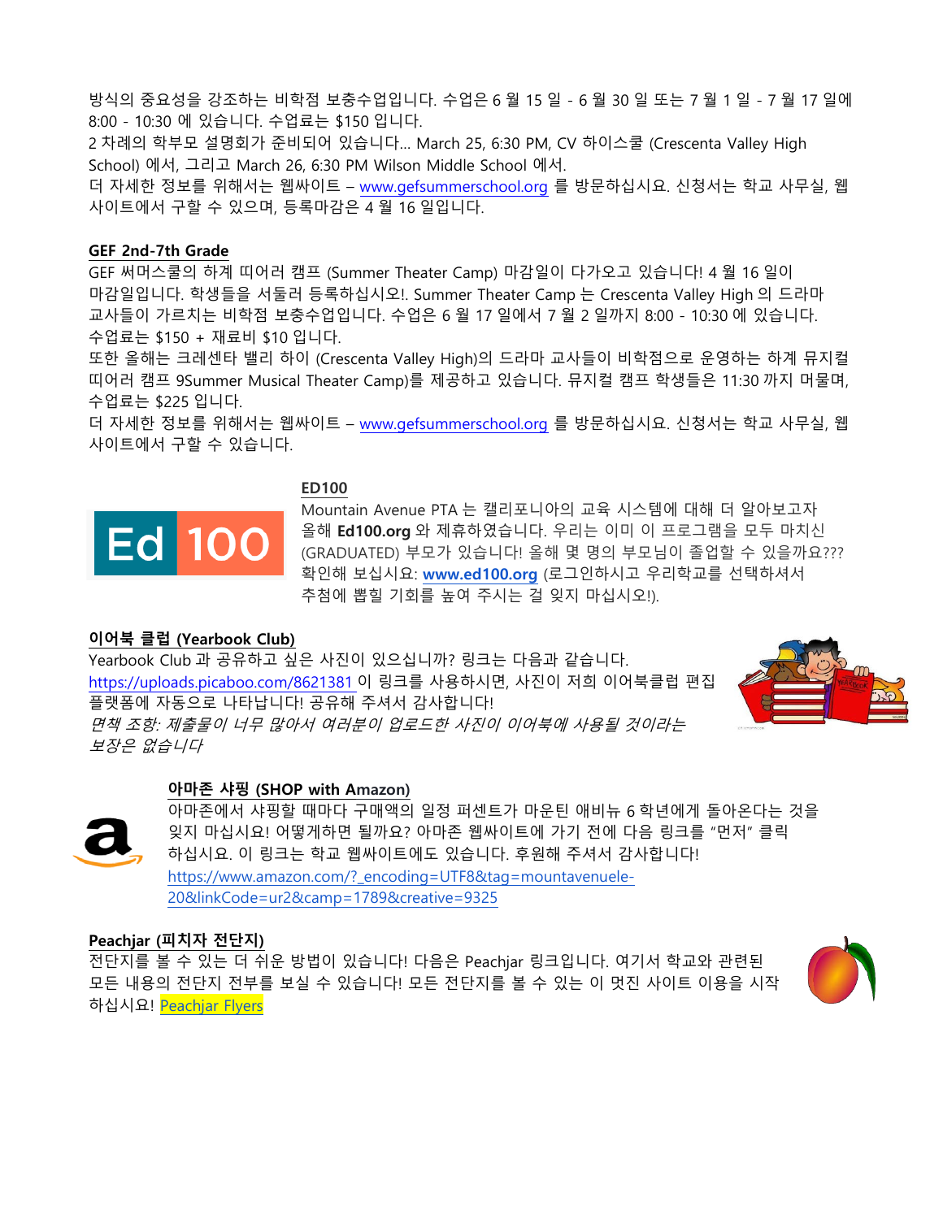방식의 중요성을 강조하는 비학점 보충수업입니다. 수업은 6 월 15 일 - 6 월 30 일 또는 7 월 1 일 - 7 월 17 일에 8:00 - 10:30 에 있습니다. 수업료는 $150 입니다.
2 차례의 학부모 설명회가 준비되어 있습니다... March 25, 6:30 PM, CV 하이스쿨 (Crescenta Valley High School) 에서, 그리고 March 26, 6:30 PM Wilson Middle School 에서.
더 자세한 정보를 위해서는 웹싸이트 – www.gefsummerschool.org 를 방문하십시요. 신청서는 학교 사무실, 웹 사이트에서 구할 수 있으며, 등록마감은 4 월 16 일입니다.

**GEF 2nd-7th Grade**

GEF 써머스쿨의 하계 띠어러 캠프 (Summer Theater Camp) 마감일이 다가오고 있습니다! 4 월 16 일이 마감일입니다. 학생들을 서둘러 등록하십시오!. Summer Theater Camp 는 Crescenta Valley High 의 드라마 교사들이 가르치는 비학점 보충수업입니다. 수업은 6 월 17 일에서 7 월 2 일까지 8:00 - 10:30 에 있습니다. 수업료는 $150 + 재료비 $10 입니다.
또한 올해는 크레센타 밸리 하이 (Crescenta Valley High)의 드라마 교사들이 비학점으로 운영하는 하계 뮤지컬 띠어러 캠프 9Summer Musical Theater Camp)를 제공하고 있습니다. 뮤지컬 캠프 학생들은 11:30 까지 머물며, 수업료는 $225 입니다.
더 자세한 정보를 위해서는 웹싸이트 – www.gefsummerschool.org 를 방문하십시요. 신청서는 학교 사무실, 웹 사이트에서 구할 수 있습니다.

**ED100**

Mountain Avenue PTA 는 캘리포니아의 교육 시스템에 대해 더 알아보고자 올해 **Ed100.org** 와 제휴하였습니다. 우리는 이미 이 프로그램을 모두 마치신 (GRADUATED) 부모가 있습니다! 올해 몇 명의 부모님이 졸업할 수 있을까요??? 확인해 보십시요: **www.ed100.org** (로그인하시고 우리학교를 선택하셔서 추첨에 뽑힐 기회를 높여 주시는 걸 잊지 마십시오!).

**이어북 클럽 (Yearbook Club)**

Yearbook Club 과 공유하고 싶은 사진이 있으십니까? 링크는 다음과 같습니다. https://uploads.picaboo.com/8621381 이 링크를 사용하시면, 사진이 저희 이어북클럽 편집 플랫폼에 자동으로 나타납니다! 공유해 주셔서 감사합니다!
*면책 조항: 제출물이 너무 많아서 여러분이 업로드한 사진이 이어북에 사용될 것이라는 보장은 없습니다*

**아마존 샤핑 (SHOP with Amazon)**

아마존에서 샤핑할 때마다 구매액의 일정 퍼센트가 마운틴 애비뉴 6 학년에게 돌아온다는 것을 잊지 마십시요! 어떻게하면 될까요? 아마존 웹싸이트에 가기 전에 다음 링크를 "먼저" 클릭 하십시요. 이 링크는 학교 웹싸이트에도 있습니다. 후원해 주셔서 감사합니다!
https://www.amazon.com/?_encoding=UTF8&tag=mountavenuele-20&linkCode=ur2&camp=1789&creative=9325

**Peachjar (피치자 전단지)**

전단지를 볼 수 있는 더 쉬운 방법이 있습니다! 다음은 Peachjar 링크입니다. 여기서 학교와 관련된 모든 내용의 전단지 전부를 보실 수 있습니다! 모든 전단지를 볼 수 있는 이 멋진 사이트 이용을 시작 하십시요! Peachjar Flyers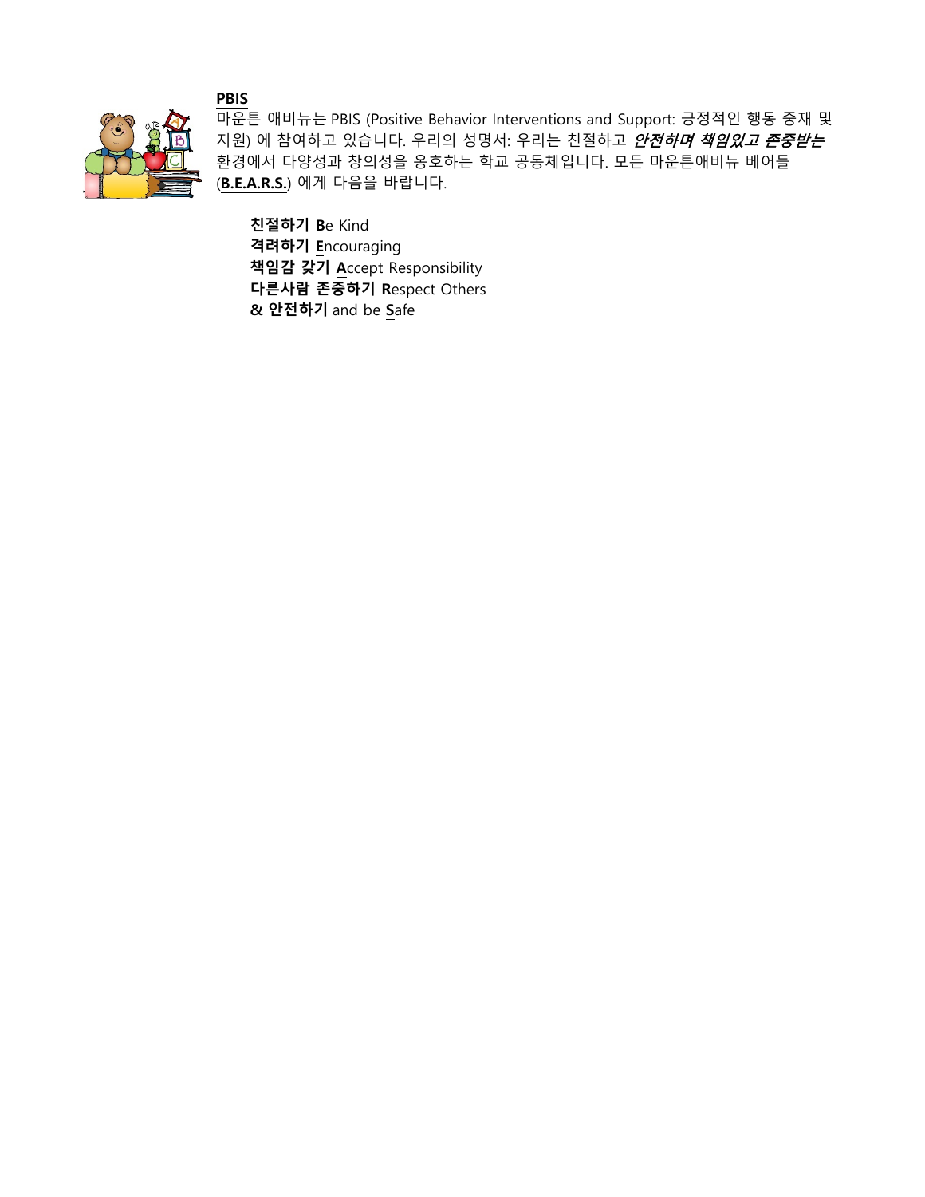**PBIS**

마운튼 애비뉴는 PBIS (Positive Behavior Interventions and Support: 긍정적인 행동 중재 및 지원) 에 참여하고 있습니다. 우리의 성명서: 우리는 친절하고 ***안전하며 책임있고 존중받는*** 환경에서 다양성과 창의성을 옹호하는 학교 공동체입니다. 모든 마운튼애비뉴 베어들 (**B.E.A.R.S.**) 에게 다음을 바랍니다.

**친절하기** **B**e Kind
**격려하기** **E**ncouraging
**책임감 갖기** **A**ccept Responsibility
**다른사람 존중하기** **R**espect Others
**& 안전하기** and be **S**afe